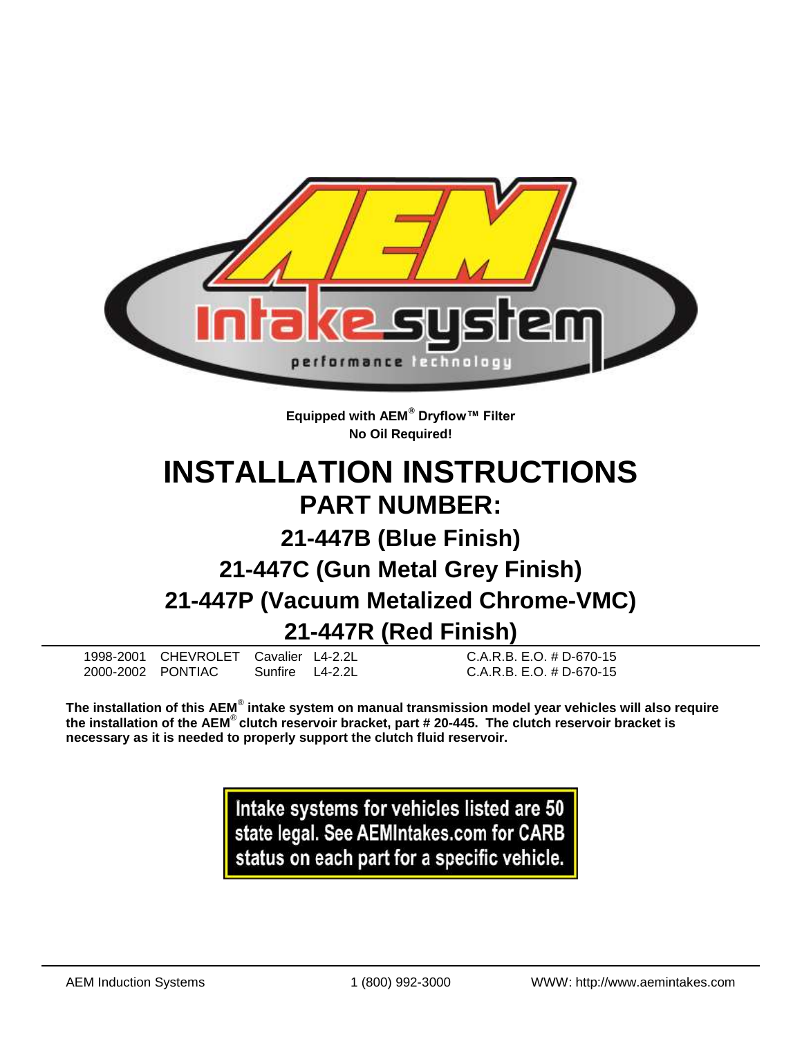**Equipped with AEM® Dryflow™ Filter**
**No Oil Required!**

# INSTALLATION INSTRUCTIONS

## PART NUMBER:

## 21-447B (Blue Finish)

## 21-447C (Gun Metal Grey Finish)

## 21-447P (Vacuum Metalized Chrome-VMC)

## 21-447R (Red Finish)

| | | | | |
|---|---|---|---|---|
| 1998-2001 | CHEVROLET | Cavalier | L4-2.2L | C.A.R.B. E.O. # D-670-15 |
| 2000-2002 | PONTIAC | Sunfire | L4-2.2L | C.A.R.B. E.O. # D-670-15 |

**The installation of this AEM® intake system on manual transmission model year vehicles will also require the installation of the AEM® clutch reservoir bracket, part # 20-445. The clutch reservoir bracket is necessary as it is needed to properly support the clutch fluid reservoir.**

**Intake systems for vehicles listed are 50 state legal. See AEMIntakes.com for CARB status on each part for a specific vehicle.**

AEM Induction Systems    1 (800) 992-3000    WWW: http://www.aemintakes.com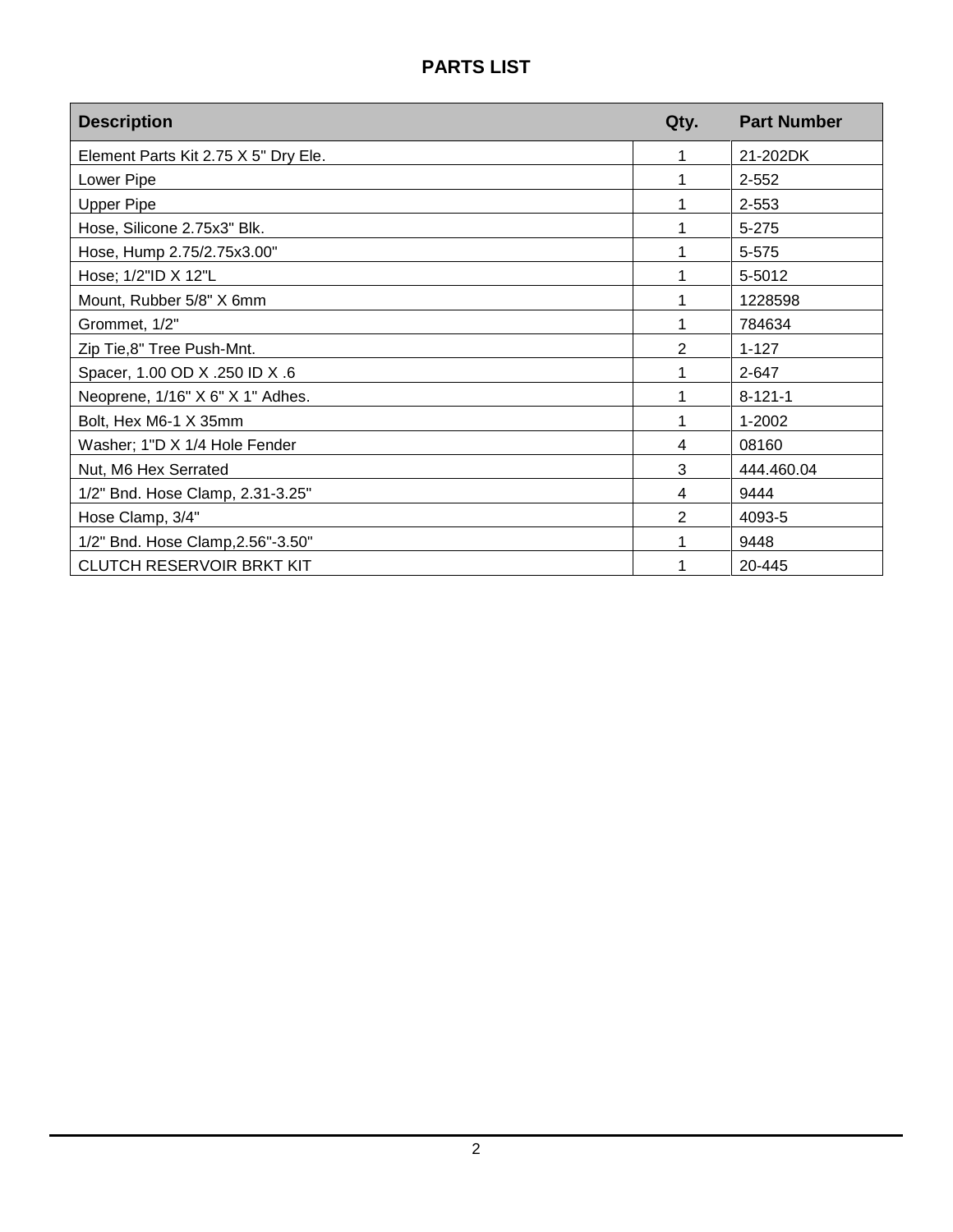# PARTS LIST

| Description | Qty. | Part Number |
|---|---|---|
| Element Parts Kit 2.75 X 5" Dry Ele. | 1 | 21-202DK |
| Lower Pipe | 1 | 2-552 |
| Upper Pipe | 1 | 2-553 |
| Hose, Silicone 2.75x3" Blk. | 1 | 5-275 |
| Hose, Hump 2.75/2.75x3.00" | 1 | 5-575 |
| Hose; 1/2"ID X 12"L | 1 | 5-5012 |
| Mount, Rubber 5/8" X 6mm | 1 | 1228598 |
| Grommet, 1/2" | 1 | 784634 |
| Zip Tie,8" Tree Push-Mnt. | 2 | 1-127 |
| Spacer, 1.00 OD X .250 ID X .6 | 1 | 2-647 |
| Neoprene, 1/16" X 6" X 1" Adhes. | 1 | 8-121-1 |
| Bolt, Hex M6-1 X 35mm | 1 | 1-2002 |
| Washer; 1"D X 1/4 Hole Fender | 4 | 08160 |
| Nut, M6 Hex Serrated | 3 | 444.460.04 |
| 1/2" Bnd. Hose Clamp, 2.31-3.25" | 4 | 9444 |
| Hose Clamp, 3/4" | 2 | 4093-5 |
| 1/2" Bnd. Hose Clamp,2.56"-3.50" | 1 | 9448 |
| CLUTCH RESERVOIR BRKT KIT | 1 | 20-445 |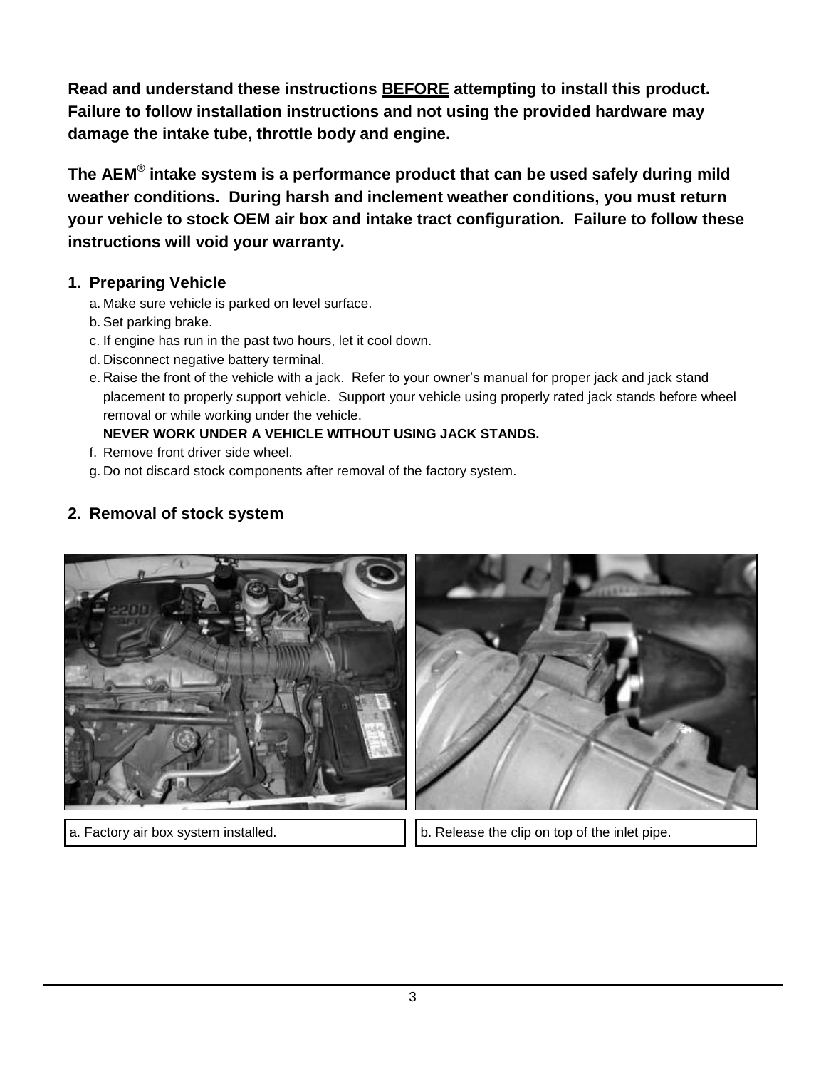**Read and understand these instructions <u>BEFORE</u> attempting to install this product. Failure to follow installation instructions and not using the provided hardware may damage the intake tube, throttle body and engine.**

**The AEM® intake system is a performance product that can be used safely during mild weather conditions. During harsh and inclement weather conditions, you must return your vehicle to stock OEM air box and intake tract configuration. Failure to follow these instructions will void your warranty.**

## 1. Preparing Vehicle

a. Make sure vehicle is parked on level surface.
b. Set parking brake.
c. If engine has run in the past two hours, let it cool down.
d. Disconnect negative battery terminal.
e. Raise the front of the vehicle with a jack. Refer to your owner's manual for proper jack and jack stand placement to properly support vehicle. Support your vehicle using properly rated jack stands before wheel removal or while working under the vehicle.
   **NEVER WORK UNDER A VEHICLE WITHOUT USING JACK STANDS.**
f. Remove front driver side wheel.
g. Do not discard stock components after removal of the factory system.

## 2. Removal of stock system

a. Factory air box system installed.

b. Release the clip on top of the inlet pipe.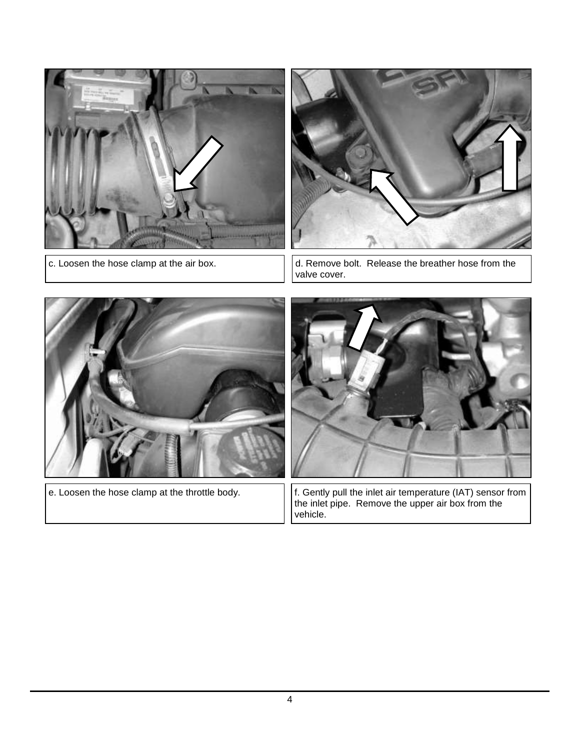c. Loosen the hose clamp at the air box.

d. Remove bolt. Release the breather hose from the valve cover.

e. Loosen the hose clamp at the throttle body.

f. Gently pull the inlet air temperature (IAT) sensor from the inlet pipe. Remove the upper air box from the vehicle.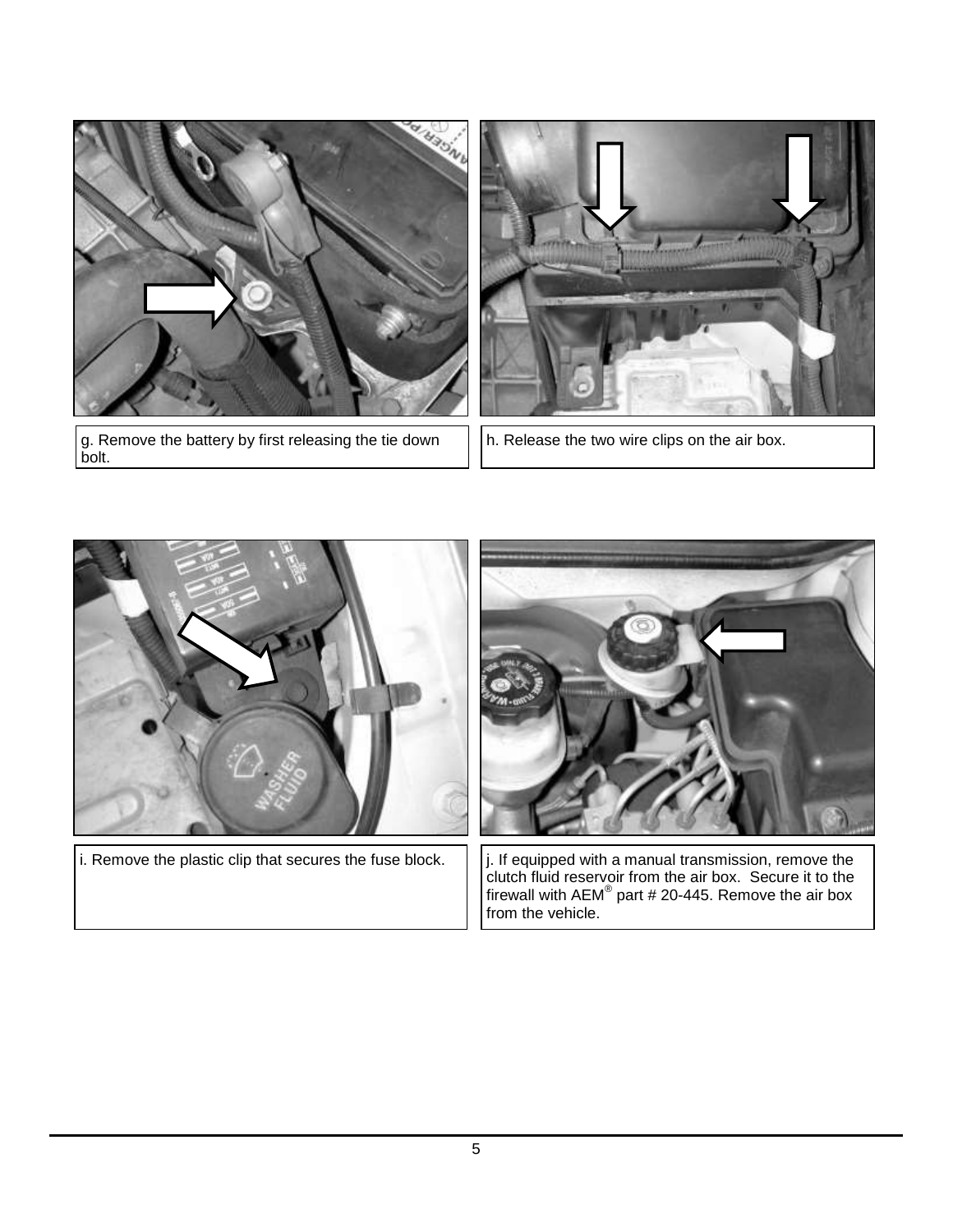g. Remove the battery by first releasing the tie down bolt.

h. Release the two wire clips on the air box.

i. Remove the plastic clip that secures the fuse block.

j. If equipped with a manual transmission, remove the clutch fluid reservoir from the air box. Secure it to the firewall with AEM® part # 20-445. Remove the air box from the vehicle.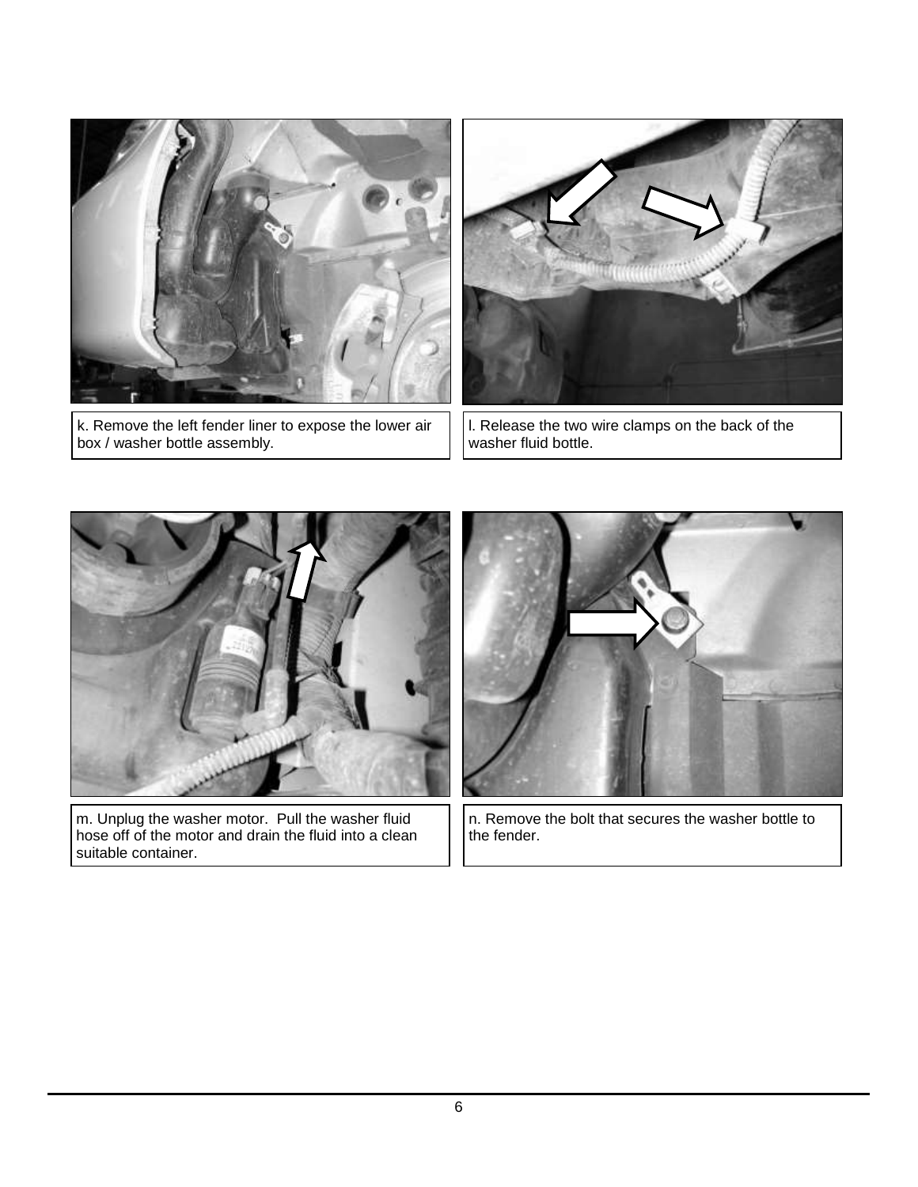k. Remove the left fender liner to expose the lower air box / washer bottle assembly.

l. Release the two wire clamps on the back of the washer fluid bottle.

m. Unplug the washer motor. Pull the washer fluid hose off of the motor and drain the fluid into a clean suitable container.

n. Remove the bolt that secures the washer bottle to the fender.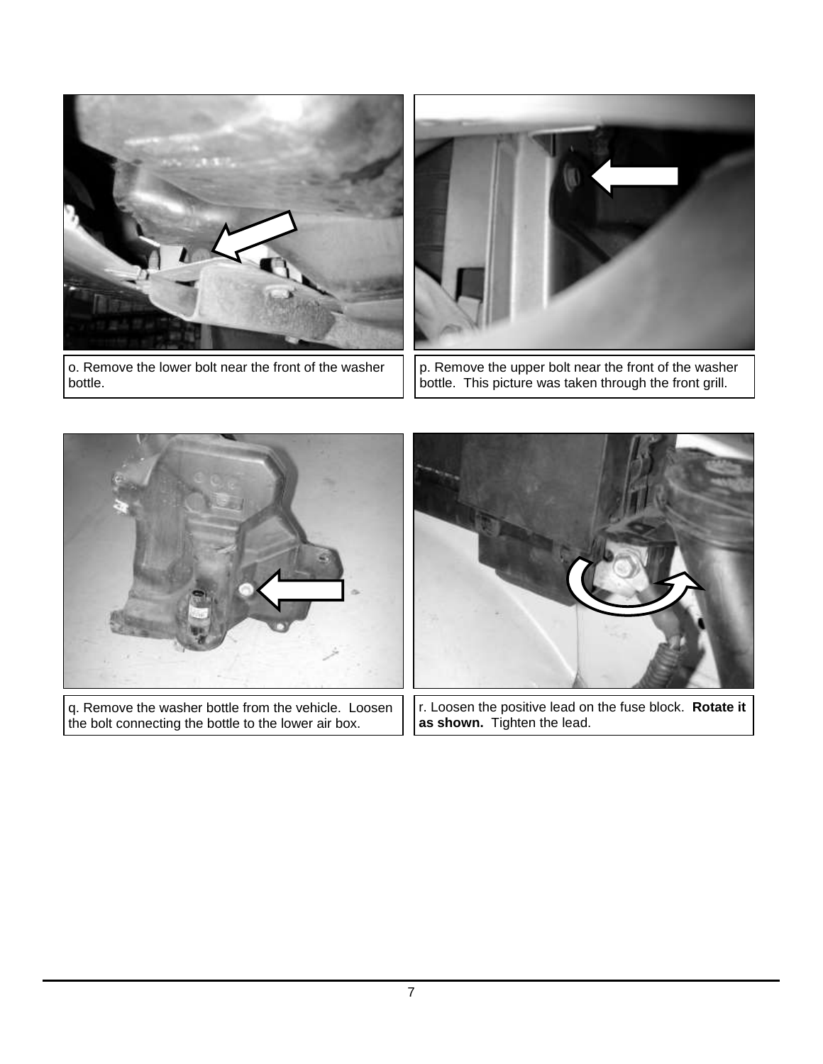o. Remove the lower bolt near the front of the washer bottle.

p. Remove the upper bolt near the front of the washer bottle. This picture was taken through the front grill.

q. Remove the washer bottle from the vehicle. Loosen the bolt connecting the bottle to the lower air box.

r. Loosen the positive lead on the fuse block. **Rotate it as shown.** Tighten the lead.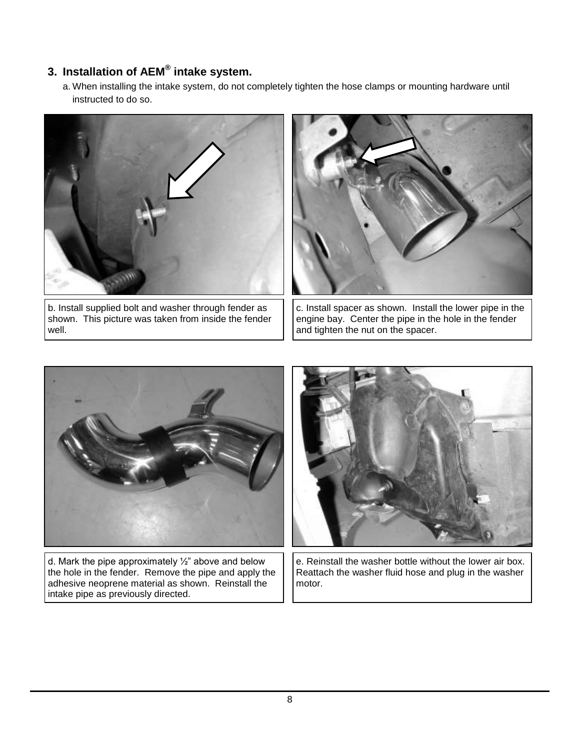## 3. Installation of AEM® intake system.

a. When installing the intake system, do not completely tighten the hose clamps or mounting hardware until instructed to do so.

b. Install supplied bolt and washer through fender as shown. This picture was taken from inside the fender well.

c. Install spacer as shown. Install the lower pipe in the engine bay. Center the pipe in the hole in the fender and tighten the nut on the spacer.

d. Mark the pipe approximately ½" above and below the hole in the fender. Remove the pipe and apply the adhesive neoprene material as shown. Reinstall the intake pipe as previously directed.

e. Reinstall the washer bottle without the lower air box. Reattach the washer fluid hose and plug in the washer motor.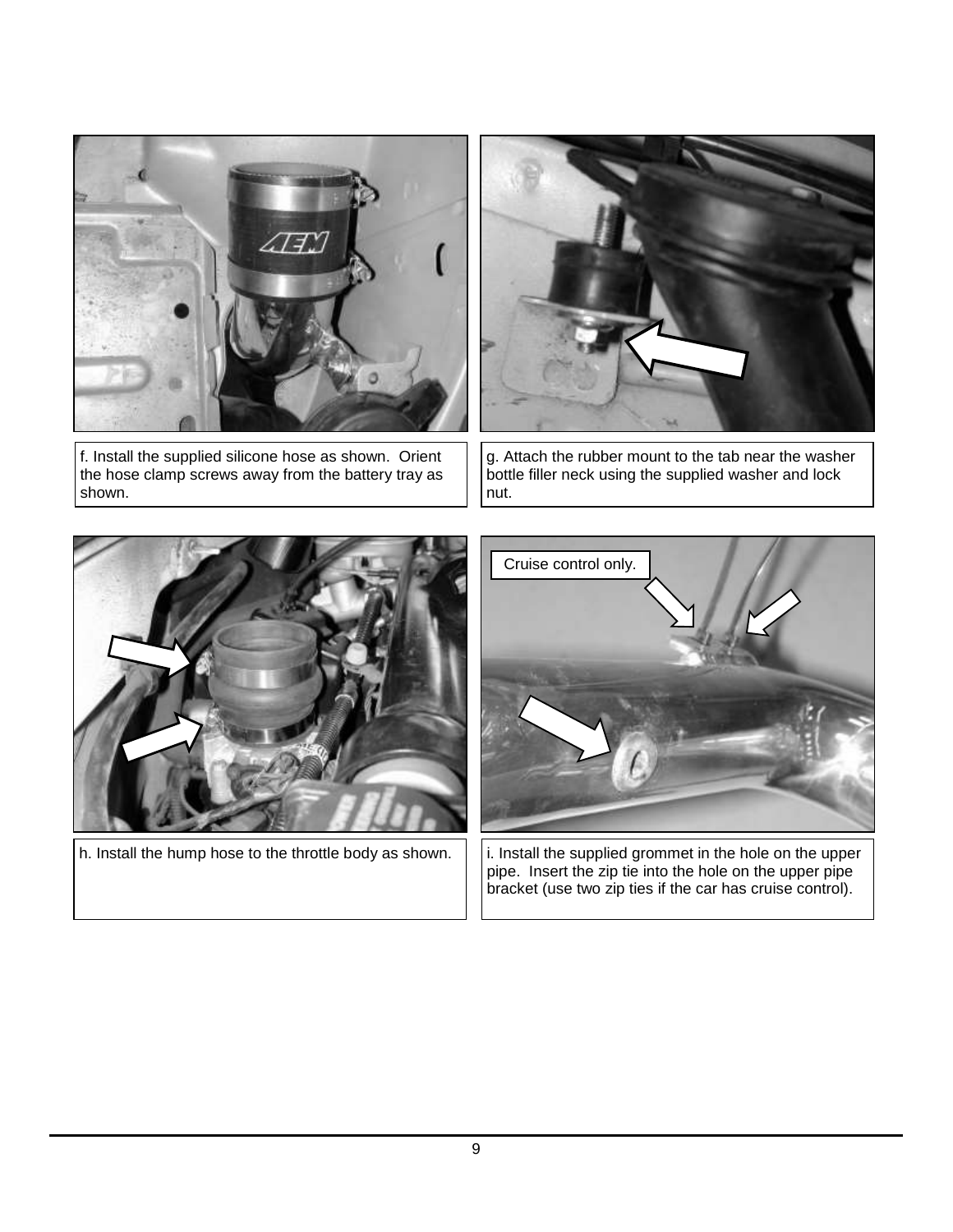f. Install the supplied silicone hose as shown. Orient the hose clamp screws away from the battery tray as shown.

g. Attach the rubber mount to the tab near the washer bottle filler neck using the supplied washer and lock nut.

h. Install the hump hose to the throttle body as shown.

Cruise control only.

i. Install the supplied grommet in the hole on the upper pipe. Insert the zip tie into the hole on the upper pipe bracket (use two zip ties if the car has cruise control).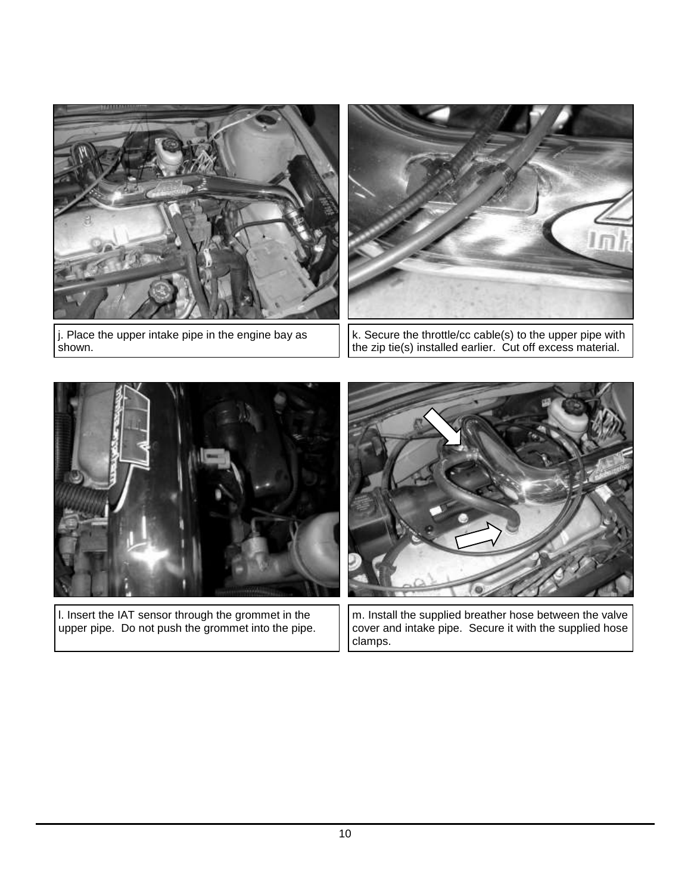j. Place the upper intake pipe in the engine bay as shown.

k. Secure the throttle/cc cable(s) to the upper pipe with the zip tie(s) installed earlier. Cut off excess material.

l. Insert the IAT sensor through the grommet in the upper pipe. Do not push the grommet into the pipe.

m. Install the supplied breather hose between the valve cover and intake pipe. Secure it with the supplied hose clamps.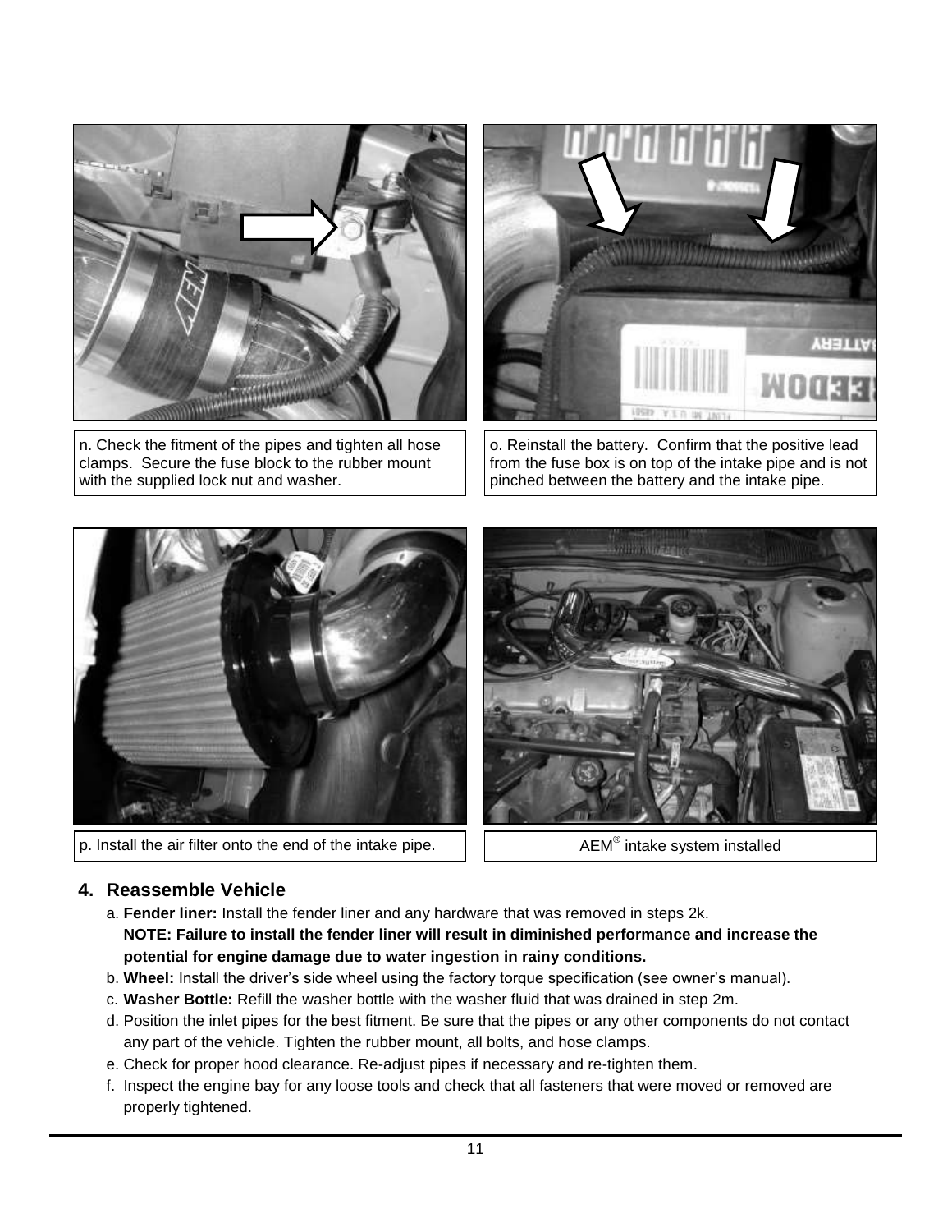n. Check the fitment of the pipes and tighten all hose clamps. Secure the fuse block to the rubber mount with the supplied lock nut and washer.

o. Reinstall the battery. Confirm that the positive lead from the fuse box is on top of the intake pipe and is not pinched between the battery and the intake pipe.

p. Install the air filter onto the end of the intake pipe.

AEM® intake system installed

## 4. Reassemble Vehicle

a. **Fender liner:** Install the fender liner and any hardware that was removed in steps 2k.
**NOTE: Failure to install the fender liner will result in diminished performance and increase the potential for engine damage due to water ingestion in rainy conditions.**

b. **Wheel:** Install the driver's side wheel using the factory torque specification (see owner's manual).

c. **Washer Bottle:** Refill the washer bottle with the washer fluid that was drained in step 2m.

d. Position the inlet pipes for the best fitment. Be sure that the pipes or any other components do not contact any part of the vehicle. Tighten the rubber mount, all bolts, and hose clamps.

e. Check for proper hood clearance. Re-adjust pipes if necessary and re-tighten them.

f. Inspect the engine bay for any loose tools and check that all fasteners that were moved or removed are properly tightened.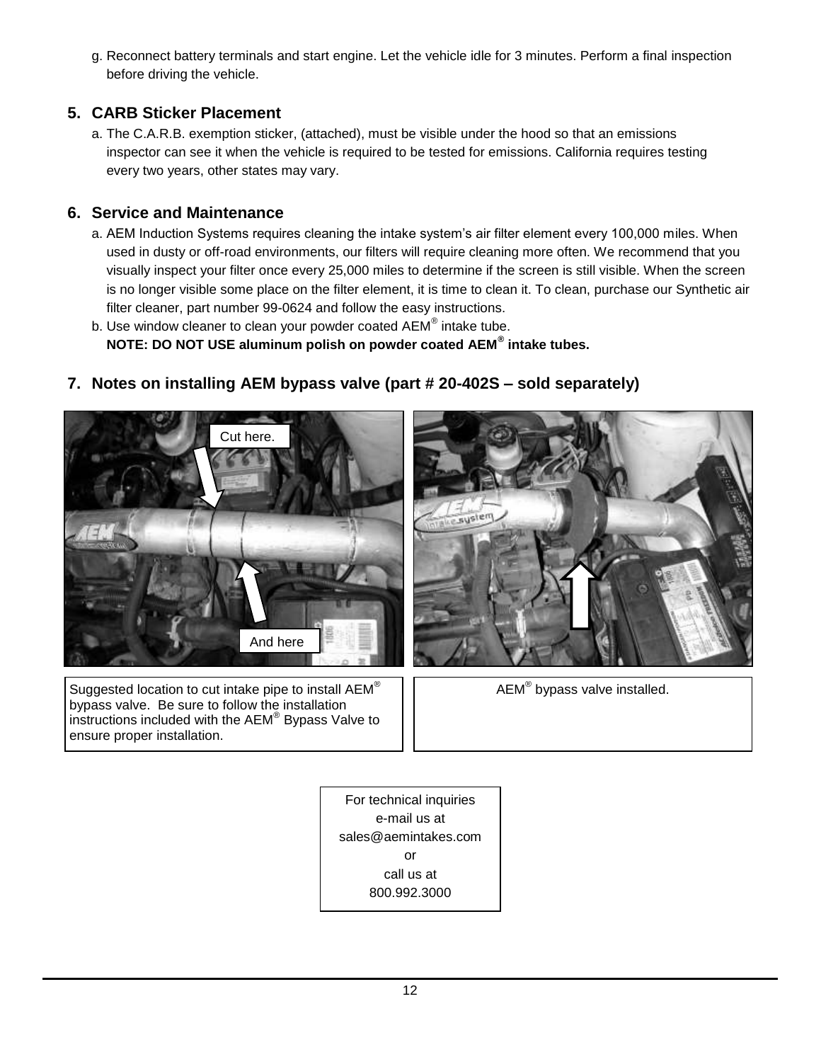g. Reconnect battery terminals and start engine. Let the vehicle idle for 3 minutes. Perform a final inspection before driving the vehicle.

## 5. CARB Sticker Placement

a. The C.A.R.B. exemption sticker, (attached), must be visible under the hood so that an emissions inspector can see it when the vehicle is required to be tested for emissions. California requires testing every two years, other states may vary.

## 6. Service and Maintenance

a. AEM Induction Systems requires cleaning the intake system's air filter element every 100,000 miles. When used in dusty or off-road environments, our filters will require cleaning more often. We recommend that you visually inspect your filter once every 25,000 miles to determine if the screen is still visible. When the screen is no longer visible some place on the filter element, it is time to clean it. To clean, purchase our Synthetic air filter cleaner, part number 99-0624 and follow the easy instructions.

b. Use window cleaner to clean your powder coated AEM® intake tube.
**NOTE: DO NOT USE aluminum polish on powder coated AEM® intake tubes.**

## 7. Notes on installing AEM bypass valve (part # 20-402S – sold separately)

Cut here.

And here

Suggested location to cut intake pipe to install AEM® bypass valve. Be sure to follow the installation instructions included with the AEM® Bypass Valve to ensure proper installation.

AEM® bypass valve installed.

For technical inquiries
e-mail us at
sales@aemintakes.com
or
call us at
800.992.3000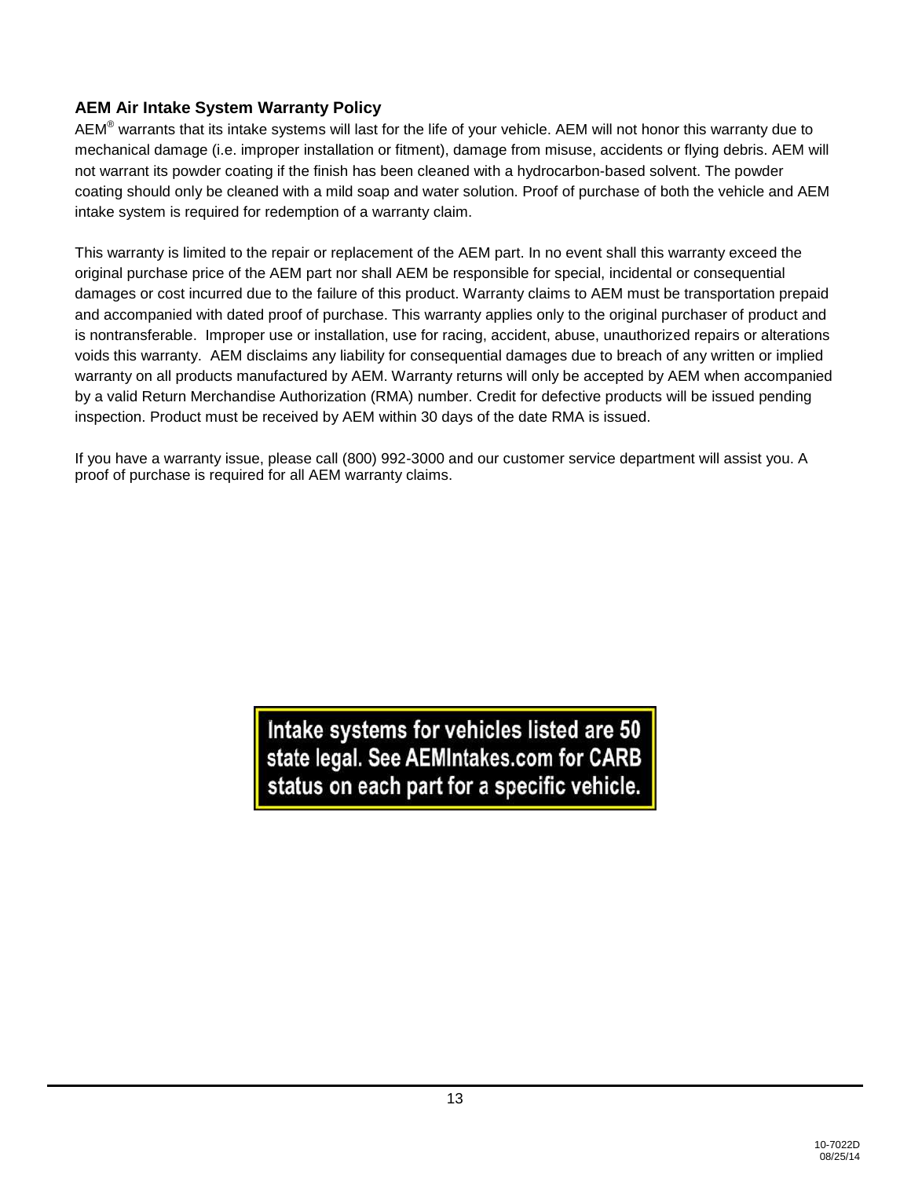## AEM Air Intake System Warranty Policy

AEM® warrants that its intake systems will last for the life of your vehicle. AEM will not honor this warranty due to mechanical damage (i.e. improper installation or fitment), damage from misuse, accidents or flying debris. AEM will not warrant its powder coating if the finish has been cleaned with a hydrocarbon-based solvent. The powder coating should only be cleaned with a mild soap and water solution. Proof of purchase of both the vehicle and AEM intake system is required for redemption of a warranty claim.

This warranty is limited to the repair or replacement of the AEM part. In no event shall this warranty exceed the original purchase price of the AEM part nor shall AEM be responsible for special, incidental or consequential damages or cost incurred due to the failure of this product. Warranty claims to AEM must be transportation prepaid and accompanied with dated proof of purchase. This warranty applies only to the original purchaser of product and is nontransferable. Improper use or installation, use for racing, accident, abuse, unauthorized repairs or alterations voids this warranty. AEM disclaims any liability for consequential damages due to breach of any written or implied warranty on all products manufactured by AEM. Warranty returns will only be accepted by AEM when accompanied by a valid Return Merchandise Authorization (RMA) number. Credit for defective products will be issued pending inspection. Product must be received by AEM within 30 days of the date RMA is issued.

If you have a warranty issue, please call (800) 992-3000 and our customer service department will assist you. A proof of purchase is required for all AEM warranty claims.

**Intake systems for vehicles listed are 50 state legal. See AEMIntakes.com for CARB status on each part for a specific vehicle.**

10-7022D
08/25/14